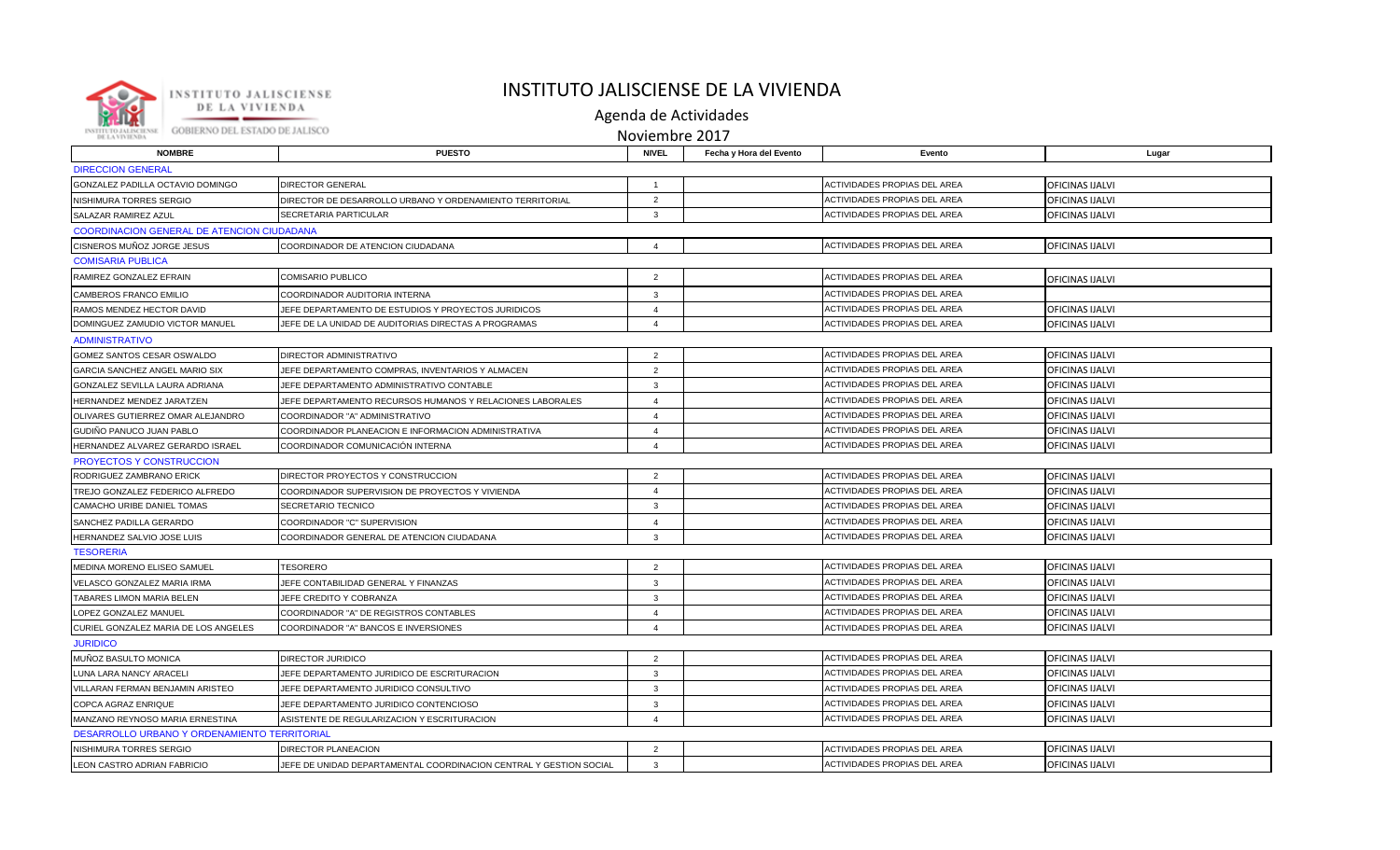# INSTITUTO JALISCIENSE DE LA VIVIENDA

## Agenda de Actividades

## Noviembre 2017

| NOMBRE | PUESTO | NIVEL | Fecha y Hora del Evento | Evento | Lugar |
|---|---|---|---|---|---|
| DIRECCION GENERAL | | | | | |
| GONZALEZ PADILLA OCTAVIO DOMINGO | DIRECTOR GENERAL | 1 | | ACTIVIDADES PROPIAS DEL AREA | OFICINAS IJALVI |
| NISHIMURA TORRES SERGIO | DIRECTOR DE DESARROLLO URBANO Y ORDENAMIENTO TERRITORIAL | 2 | | ACTIVIDADES PROPIAS DEL AREA | OFICINAS IJALVI |
| SALAZAR RAMIREZ AZUL | SECRETARIA PARTICULAR | 3 | | ACTIVIDADES PROPIAS DEL AREA | OFICINAS IJALVI |
| COORDINACION GENERAL DE ATENCION CIUDADANA | | | | | |
| CISNEROS MUÑOZ JORGE JESUS | COORDINADOR DE ATENCION CIUDADANA | 4 | | ACTIVIDADES PROPIAS DEL AREA | OFICINAS IJALVI |
| COMISARIA PUBLICA | | | | | |
| RAMIREZ GONZALEZ EFRAIN | COMISARIO PUBLICO | 2 | | ACTIVIDADES PROPIAS DEL AREA | OFICINAS IJALVI |
| CAMBEROS FRANCO EMILIO | COORDINADOR AUDITORIA INTERNA | 3 | | ACTIVIDADES PROPIAS DEL AREA | |
| RAMOS MENDEZ HECTOR DAVID | JEFE DEPARTAMENTO DE ESTUDIOS Y PROYECTOS JURIDICOS | 4 | | ACTIVIDADES PROPIAS DEL AREA | OFICINAS IJALVI |
| DOMINGUEZ ZAMUDIO VICTOR MANUEL | JEFE DE LA UNIDAD DE AUDITORIAS DIRECTAS A PROGRAMAS | 4 | | ACTIVIDADES PROPIAS DEL AREA | OFICINAS IJALVI |
| ADMINISTRATIVO | | | | | |
| GOMEZ SANTOS CESAR OSWALDO | DIRECTOR ADMINISTRATIVO | 2 | | ACTIVIDADES PROPIAS DEL AREA | OFICINAS IJALVI |
| GARCIA SANCHEZ ANGEL MARIO SIX | JEFE DEPARTAMENTO COMPRAS, INVENTARIOS Y ALMACEN | 2 | | ACTIVIDADES PROPIAS DEL AREA | OFICINAS IJALVI |
| GONZALEZ SEVILLA LAURA ADRIANA | JEFE DEPARTAMENTO ADMINISTRATIVO CONTABLE | 3 | | ACTIVIDADES PROPIAS DEL AREA | OFICINAS IJALVI |
| HERNANDEZ MENDEZ JARATZEN | JEFE DEPARTAMENTO RECURSOS HUMANOS Y RELACIONES LABORALES | 4 | | ACTIVIDADES PROPIAS DEL AREA | OFICINAS IJALVI |
| OLIVARES GUTIERREZ OMAR ALEJANDRO | COORDINADOR "A" ADMINISTRATIVO | 4 | | ACTIVIDADES PROPIAS DEL AREA | OFICINAS IJALVI |
| GUDIÑO PANUCO JUAN PABLO | COORDINADOR PLANEACION E INFORMACION ADMINISTRATIVA | 4 | | ACTIVIDADES PROPIAS DEL AREA | OFICINAS IJALVI |
| HERNANDEZ ALVAREZ GERARDO ISRAEL | COORDINADOR COMUNICACIÓN INTERNA | 4 | | ACTIVIDADES PROPIAS DEL AREA | OFICINAS IJALVI |
| PROYECTOS Y CONSTRUCCION | | | | | |
| RODRIGUEZ ZAMBRANO ERICK | DIRECTOR PROYECTOS Y CONSTRUCCION | 2 | | ACTIVIDADES PROPIAS DEL AREA | OFICINAS IJALVI |
| TREJO GONZALEZ FEDERICO ALFREDO | COORDINADOR SUPERVISION DE PROYECTOS Y VIVIENDA | 4 | | ACTIVIDADES PROPIAS DEL AREA | OFICINAS IJALVI |
| CAMACHO URIBE DANIEL TOMAS | SECRETARIO TECNICO | 3 | | ACTIVIDADES PROPIAS DEL AREA | OFICINAS IJALVI |
| SANCHEZ PADILLA GERARDO | COORDINADOR "C" SUPERVISION | 4 | | ACTIVIDADES PROPIAS DEL AREA | OFICINAS IJALVI |
| HERNANDEZ SALVIO JOSE LUIS | COORDINADOR GENERAL DE ATENCION CIUDADANA | 3 | | ACTIVIDADES PROPIAS DEL AREA | OFICINAS IJALVI |
| TESORERIA | | | | | |
| MEDINA MORENO ELISEO SAMUEL | TESORERO | 2 | | ACTIVIDADES PROPIAS DEL AREA | OFICINAS IJALVI |
| VELASCO GONZALEZ MARIA IRMA | JEFE CONTABILIDAD GENERAL Y FINANZAS | 3 | | ACTIVIDADES PROPIAS DEL AREA | OFICINAS IJALVI |
| TABARES LIMON MARIA BELEN | JEFE CREDITO Y COBRANZA | 3 | | ACTIVIDADES PROPIAS DEL AREA | OFICINAS IJALVI |
| LOPEZ GONZALEZ MANUEL | COORDINADOR "A" DE REGISTROS CONTABLES | 4 | | ACTIVIDADES PROPIAS DEL AREA | OFICINAS IJALVI |
| CURIEL GONZALEZ MARIA DE LOS ANGELES | COORDINADOR "A" BANCOS E INVERSIONES | 4 | | ACTIVIDADES PROPIAS DEL AREA | OFICINAS IJALVI |
| JURIDICO | | | | | |
| MUÑOZ BASULTO MONICA | DIRECTOR JURIDICO | 2 | | ACTIVIDADES PROPIAS DEL AREA | OFICINAS IJALVI |
| LUNA LARA NANCY ARACELI | JEFE DEPARTAMENTO JURIDICO DE ESCRITURACION | 3 | | ACTIVIDADES PROPIAS DEL AREA | OFICINAS IJALVI |
| VILLARAN FERMAN BENJAMIN ARISTEO | JEFE DEPARTAMENTO JURIDICO CONSULTIVO | 3 | | ACTIVIDADES PROPIAS DEL AREA | OFICINAS IJALVI |
| COPCA AGRAZ ENRIQUE | JEFE DEPARTAMENTO JURIDICO CONTENCIOSO | 3 | | ACTIVIDADES PROPIAS DEL AREA | OFICINAS IJALVI |
| MANZANO REYNOSO MARIA ERNESTINA | ASISTENTE DE REGULARIZACION Y ESCRITURACION | 4 | | ACTIVIDADES PROPIAS DEL AREA | OFICINAS IJALVI |
| DESARROLLO URBANO Y ORDENAMIENTO TERRITORIAL | | | | | |
| NISHIMURA TORRES SERGIO | DIRECTOR PLANEACION | 2 | | ACTIVIDADES PROPIAS DEL AREA | OFICINAS IJALVI |
| LEON CASTRO ADRIAN FABRICIO | JEFE DE UNIDAD DEPARTAMENTAL COORDINACION CENTRAL Y GESTION SOCIAL | 3 | | ACTIVIDADES PROPIAS DEL AREA | OFICINAS IJALVI |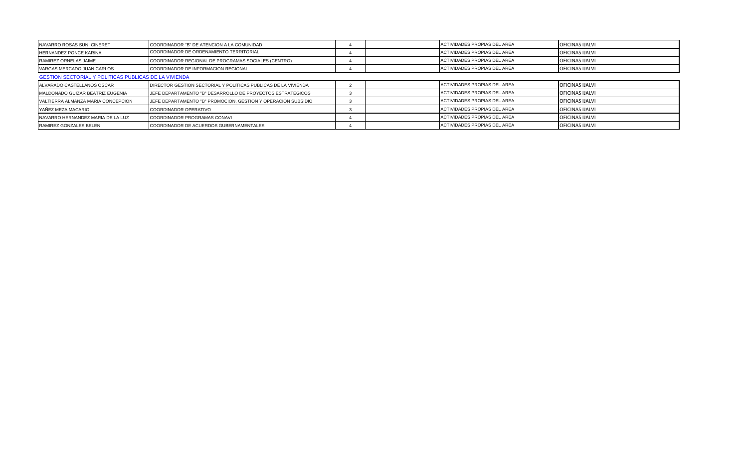| | | | | | |
|---|---|---|---|---|---|
| NAVARRO ROSAS SUNI CINERET | COORDINADOR "B" DE ATENCION A LA COMUNIDAD | 4 | | ACTIVIDADES PROPIAS DEL AREA | OFICINAS IJALVI |
| HERNANDEZ PONCE KARINA | COORDINADOR DE ORDENAMIENTO TERRITORIAL | 4 | | ACTIVIDADES PROPIAS DEL AREA | OFICINAS IJALVI |
| RAMIREZ ORNELAS JAIME | COORDINADOR REGIONAL DE PROGRAMAS SOCIALES (CENTRO) | 4 | | ACTIVIDADES PROPIAS DEL AREA | OFICINAS IJALVI |
| VARGAS MERCADO JUAN CARLOS | COORDINADOR DE INFORMACION REGIONAL | 4 | | ACTIVIDADES PROPIAS DEL AREA | OFICINAS IJALVI |
| GESTION SECTORIAL Y POLITICAS PUBLICAS DE LA VIVIENDA | | | | | |
| ALVARADO CASTELLANOS OSCAR | DIRECTOR GESTION SECTORIAL Y POLITICAS PUBLICAS DE LA VIVIENDA | 2 | | ACTIVIDADES PROPIAS DEL AREA | OFICINAS IJALVI |
| MALDONADO GUIZAR BEATRIZ EUGENIA | JEFE DEPARTAMENTO "B" DESARROLLO DE PROYECTOS ESTRATEGICOS | 3 | | ACTIVIDADES PROPIAS DEL AREA | OFICINAS IJALVI |
| VALTIERRA ALMANZA MARIA CONCEPCION | JEFE DEPARTAMENTO "B" PROMOCION, GESTION Y OPERACIÓN SUBSIDIO | 3 | | ACTIVIDADES PROPIAS DEL AREA | OFICINAS IJALVI |
| YAÑEZ MEZA MACARIO | COORDINADOR OPERATIVO | 3 | | ACTIVIDADES PROPIAS DEL AREA | OFICINAS IJALVI |
| NAVARRO HERNANDEZ MARIA DE LA LUZ | COORDINADOR PROGRAMAS CONAVI | 4 | | ACTIVIDADES PROPIAS DEL AREA | OFICINAS IJALVI |
| RAMIREZ GONZALES BELEN | COORDINADOR DE ACUERDOS GUBERNAMENTALES | 4 | | ACTIVIDADES PROPIAS DEL AREA | OFICINAS IJALVI |